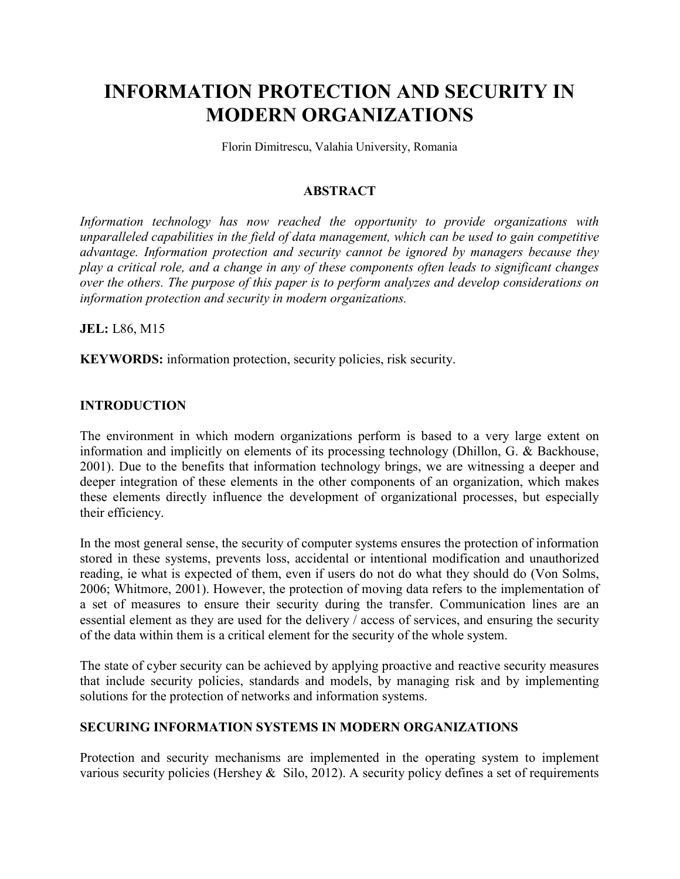# INFORMATION PROTECTION AND SECURITY IN MODERN ORGANIZATIONS

Florin Dimitrescu, Valahia University, Romania

## ABSTRACT

*Information technology has now reached the opportunity to provide organizations with unparalleled capabilities in the field of data management, which can be used to gain competitive advantage. Information protection and security cannot be ignored by managers because they play a critical role, and a change in any of these components often leads to significant changes over the others. The purpose of this paper is to perform analyzes and develop considerations on information protection and security in modern organizations.*

**JEL:** L86, M15

**KEYWORDS:** information protection, security policies, risk security.

## INTRODUCTION

The environment in which modern organizations perform is based to a very large extent on information and implicitly on elements of its processing technology (Dhillon, G. & Backhouse, 2001). Due to the benefits that information technology brings, we are witnessing a deeper and deeper integration of these elements in the other components of an organization, which makes these elements directly influence the development of organizational processes, but especially their efficiency.

In the most general sense, the security of computer systems ensures the protection of information stored in these systems, prevents loss, accidental or intentional modification and unauthorized reading, ie what is expected of them, even if users do not do what they should do (Von Solms, 2006; Whitmore, 2001). However, the protection of moving data refers to the implementation of a set of measures to ensure their security during the transfer. Communication lines are an essential element as they are used for the delivery / access of services, and ensuring the security of the data within them is a critical element for the security of the whole system.

The state of cyber security can be achieved by applying proactive and reactive security measures that include security policies, standards and models, by managing risk and by implementing solutions for the protection of networks and information systems.

## SECURING INFORMATION SYSTEMS IN MODERN ORGANIZATIONS

Protection and security mechanisms are implemented in the operating system to implement various security policies (Hershey & Silo, 2012). A security policy defines a set of requirements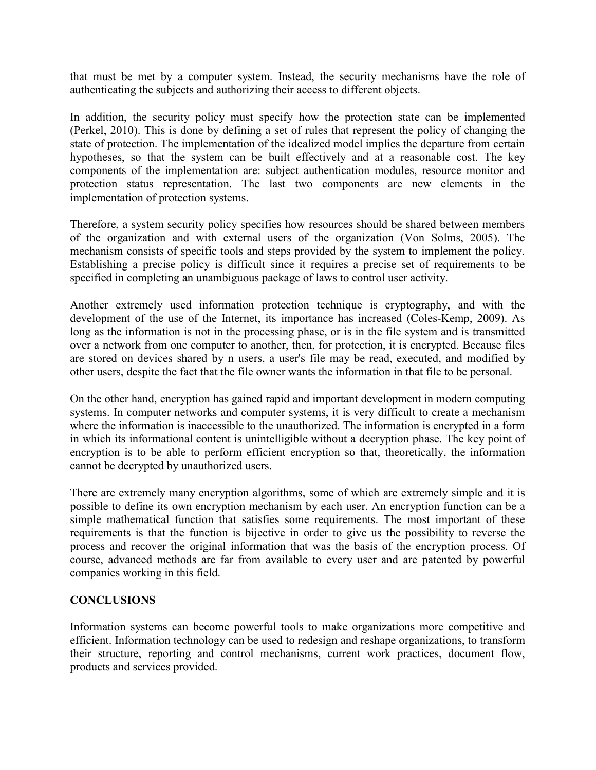that must be met by a computer system. Instead, the security mechanisms have the role of authenticating the subjects and authorizing their access to different objects.

In addition, the security policy must specify how the protection state can be implemented (Perkel, 2010). This is done by defining a set of rules that represent the policy of changing the state of protection. The implementation of the idealized model implies the departure from certain hypotheses, so that the system can be built effectively and at a reasonable cost. The key components of the implementation are: subject authentication modules, resource monitor and protection status representation. The last two components are new elements in the implementation of protection systems.

Therefore, a system security policy specifies how resources should be shared between members of the organization and with external users of the organization (Von Solms, 2005). The mechanism consists of specific tools and steps provided by the system to implement the policy. Establishing a precise policy is difficult since it requires a precise set of requirements to be specified in completing an unambiguous package of laws to control user activity.

Another extremely used information protection technique is cryptography, and with the development of the use of the Internet, its importance has increased (Coles-Kemp, 2009). As long as the information is not in the processing phase, or is in the file system and is transmitted over a network from one computer to another, then, for protection, it is encrypted. Because files are stored on devices shared by n users, a user's file may be read, executed, and modified by other users, despite the fact that the file owner wants the information in that file to be personal.

On the other hand, encryption has gained rapid and important development in modern computing systems. In computer networks and computer systems, it is very difficult to create a mechanism where the information is inaccessible to the unauthorized. The information is encrypted in a form in which its informational content is unintelligible without a decryption phase. The key point of encryption is to be able to perform efficient encryption so that, theoretically, the information cannot be decrypted by unauthorized users.

There are extremely many encryption algorithms, some of which are extremely simple and it is possible to define its own encryption mechanism by each user. An encryption function can be a simple mathematical function that satisfies some requirements. The most important of these requirements is that the function is bijective in order to give us the possibility to reverse the process and recover the original information that was the basis of the encryption process. Of course, advanced methods are far from available to every user and are patented by powerful companies working in this field.

## CONCLUSIONS

Information systems can become powerful tools to make organizations more competitive and efficient. Information technology can be used to redesign and reshape organizations, to transform their structure, reporting and control mechanisms, current work practices, document flow, products and services provided.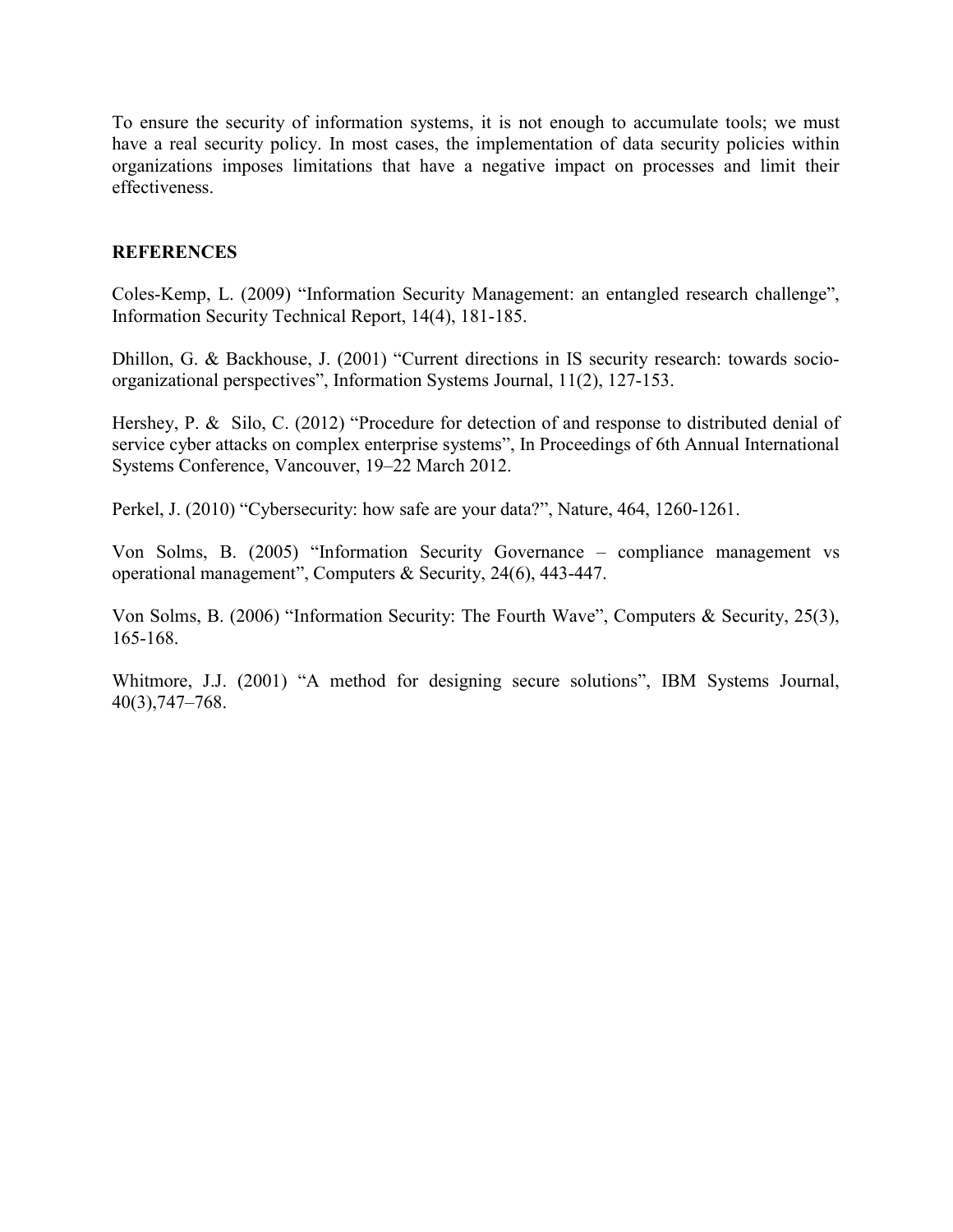To ensure the security of information systems, it is not enough to accumulate tools; we must have a real security policy. In most cases, the implementation of data security policies within organizations imposes limitations that have a negative impact on processes and limit their effectiveness.

## REFERENCES

Coles-Kemp, L. (2009) “Information Security Management: an entangled research challenge”, Information Security Technical Report, 14(4), 181-185.

Dhillon, G. & Backhouse, J. (2001) “Current directions in IS security research: towards socio-organizational perspectives”, Information Systems Journal, 11(2), 127-153.

Hershey, P. & Silo, C. (2012) “Procedure for detection of and response to distributed denial of service cyber attacks on complex enterprise systems”, In Proceedings of 6th Annual International Systems Conference, Vancouver, 19–22 March 2012.

Perkel, J. (2010) “Cybersecurity: how safe are your data?”, Nature, 464, 1260-1261.

Von Solms, B. (2005) “Information Security Governance – compliance management vs operational management”, Computers & Security, 24(6), 443-447.

Von Solms, B. (2006) “Information Security: The Fourth Wave”, Computers & Security, 25(3), 165-168.

Whitmore, J.J. (2001) “A method for designing secure solutions”, IBM Systems Journal, 40(3),747–768.